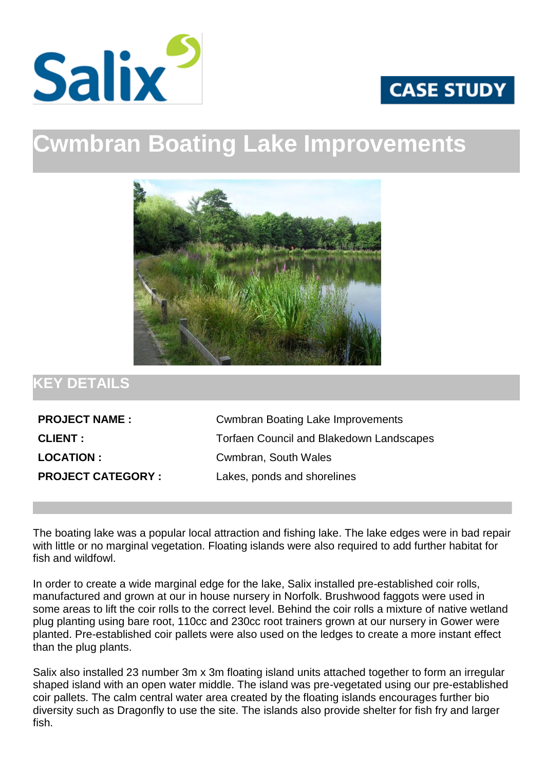Salix

CASE STUDY

# Cwmbran Boating Lake Improvements

## KEY DETAILS

| | |
|---|---|
| **PROJECT NAME :** | Cwmbran Boating Lake Improvements |
| **CLIENT :** | Torfaen Council and Blakedown Landscapes |
| **LOCATION :** | Cwmbran, South Wales |
| **PROJECT CATEGORY :** | Lakes, ponds and shorelines |

The boating lake was a popular local attraction and fishing lake. The lake edges were in bad repair with little or no marginal vegetation. Floating islands were also required to add further habitat for fish and wildfowl.

In order to create a wide marginal edge for the lake, Salix installed pre-established coir rolls, manufactured and grown at our in house nursery in Norfolk. Brushwood faggots were used in some areas to lift the coir rolls to the correct level. Behind the coir rolls a mixture of native wetland plug planting using bare root, 110cc and 230cc root trainers grown at our nursery in Gower were planted. Pre-established coir pallets were also used on the ledges to create a more instant effect than the plug plants.

Salix also installed 23 number 3m x 3m floating island units attached together to form an irregular shaped island with an open water middle. The island was pre-vegetated using our pre-established coir pallets. The calm central water area created by the floating islands encourages further bio diversity such as Dragonfly to use the site. The islands also provide shelter for fish fry and larger fish.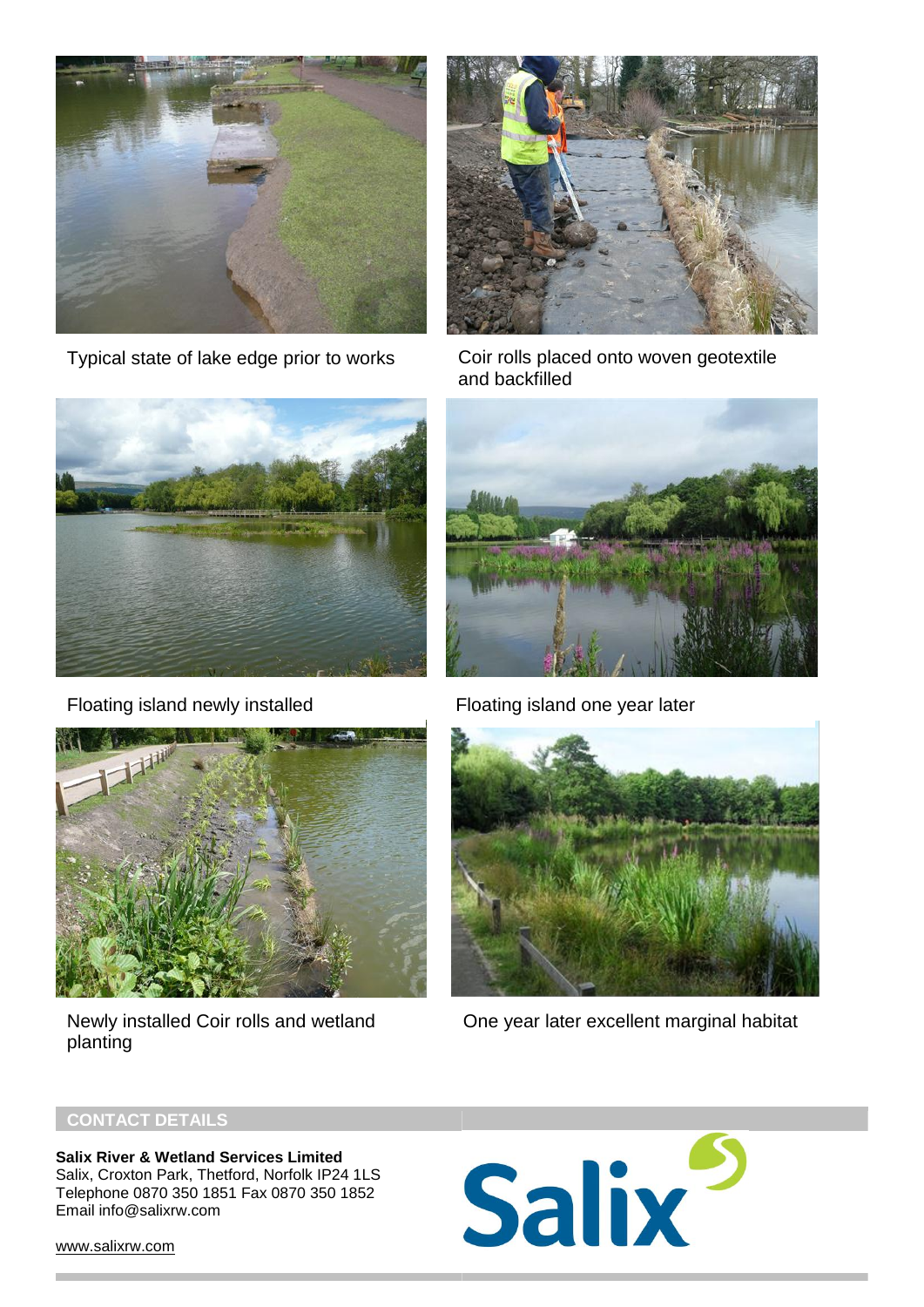Typical state of lake edge prior to works

Coir rolls placed onto woven geotextile and backfilled

Floating island newly installed

Floating island one year later

Newly installed Coir rolls and wetland planting

One year later excellent marginal habitat

## CONTACT DETAILS

**Salix River & Wetland Services Limited**
Salix, Croxton Park, Thetford, Norfolk IP24 1LS
Telephone 0870 350 1851 Fax 0870 350 1852
Email info@salixrw.com

www.salixrw.com